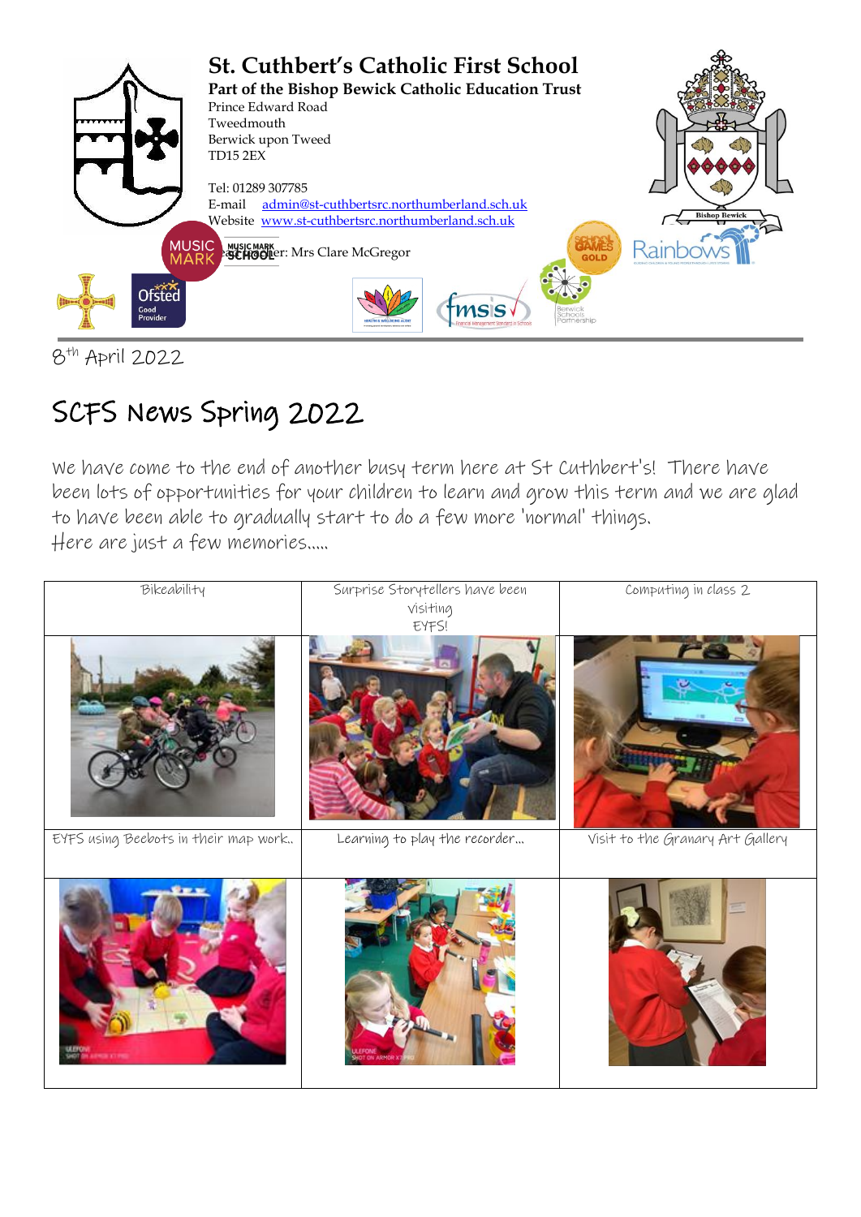# St. Cuthbert's Catholic First School

**Part of the Bishop Bewick Catholic Education Trust**

Prince Edward Road
Tweedmouth
Berwick upon Tweed
TD15 2EX

Tel: 01289 307785
E-mail admin@st-cuthbertsrc.northumberland.sch.uk
Website www.st-cuthbertsrc.northumberland.sch.uk

Headteacher: Mrs Clare McGregor

8th April 2022

## SCFS News Spring 2022

We have come to the end of another busy term here at St Cuthbert's! There have been lots of opportunities for your children to learn and grow this term and we are glad to have been able to gradually start to do a few more 'normal' things.
Here are just a few memories.....

| Bikeability | Surprise Storytellers have been visiting EYFS! | Computing in class 2 |
|---|---|---|
| | | |
| EYFS using Beebots in their map work.. | Learning to play the recorder... | Visit to the Granary Art Gallery |
| | | |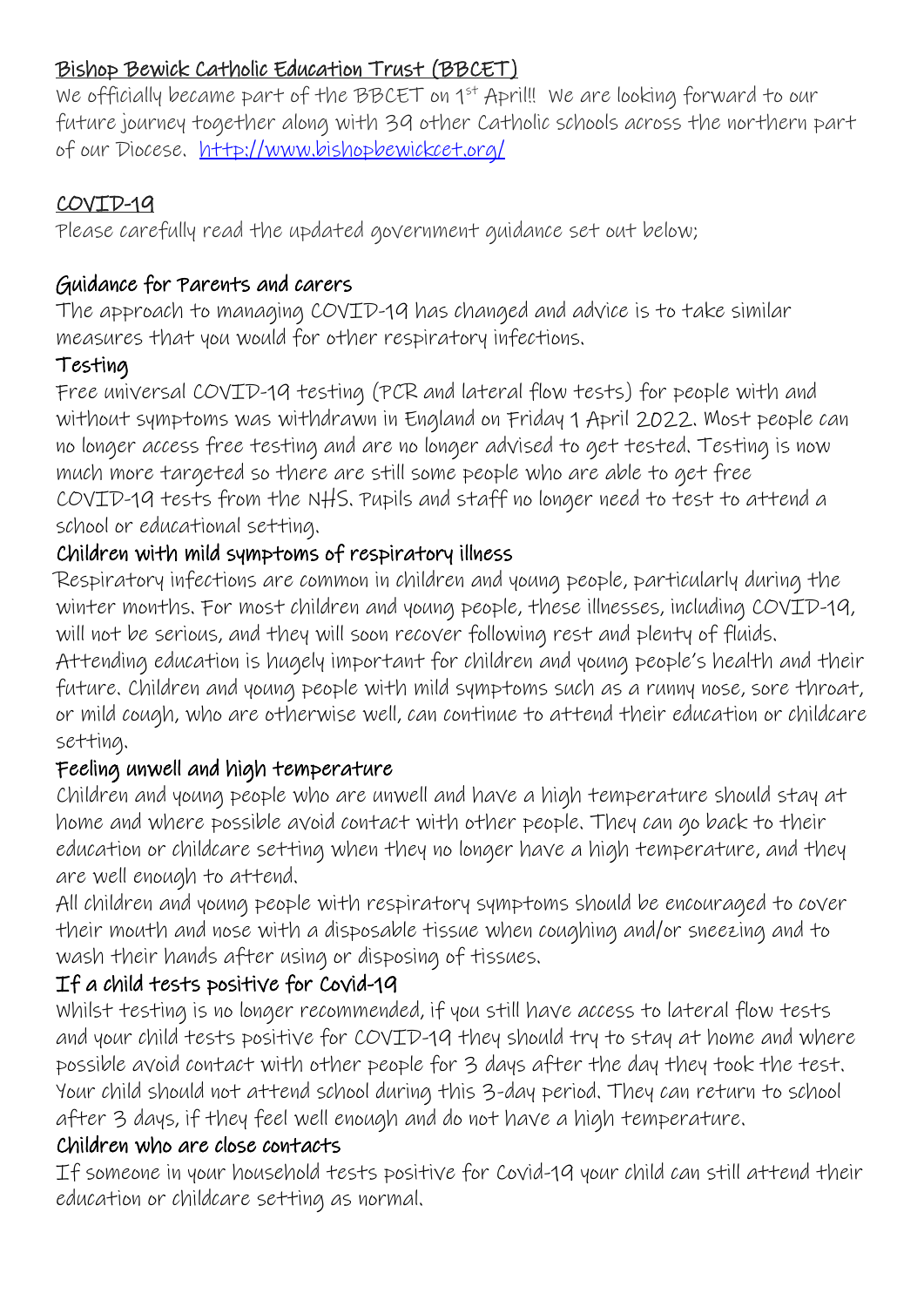## Bishop Bewick Catholic Education Trust (BBCET)

We officially became part of the BBCET on 1st April!! We are looking forward to our future journey together along with 39 other Catholic schools across the northern part of our Diocese. http://www.bishopbewickcet.org/

## COVID-19

Please carefully read the updated government guidance set out below;

### Guidance for Parents and carers

The approach to managing COVID-19 has changed and advice is to take similar measures that you would for other respiratory infections.

### Testing

Free universal COVID-19 testing (PCR and lateral flow tests) for people with and without symptoms was withdrawn in England on Friday 1 April 2022. Most people can no longer access free testing and are no longer advised to get tested. Testing is now much more targeted so there are still some people who are able to get free COVID-19 tests from the NHS. Pupils and staff no longer need to test to attend a school or educational setting.

### Children with mild symptoms of respiratory illness

Respiratory infections are common in children and young people, particularly during the winter months. For most children and young people, these illnesses, including COVID-19, will not be serious, and they will soon recover following rest and plenty of fluids. Attending education is hugely important for children and young people's health and their future. Children and young people with mild symptoms such as a runny nose, sore throat, or mild cough, who are otherwise well, can continue to attend their education or childcare setting.

### Feeling unwell and high temperature

Children and young people who are unwell and have a high temperature should stay at home and where possible avoid contact with other people. They can go back to their education or childcare setting when they no longer have a high temperature, and they are well enough to attend.

All children and young people with respiratory symptoms should be encouraged to cover their mouth and nose with a disposable tissue when coughing and/or sneezing and to wash their hands after using or disposing of tissues.

### If a child tests positive for Covid-19

Whilst testing is no longer recommended, if you still have access to lateral flow tests and your child tests positive for COVID-19 they should try to stay at home and where possible avoid contact with other people for 3 days after the day they took the test. Your child should not attend school during this 3-day period. They can return to school after 3 days, if they feel well enough and do not have a high temperature.

### Children who are close contacts

If someone in your household tests positive for Covid-19 your child can still attend their education or childcare setting as normal.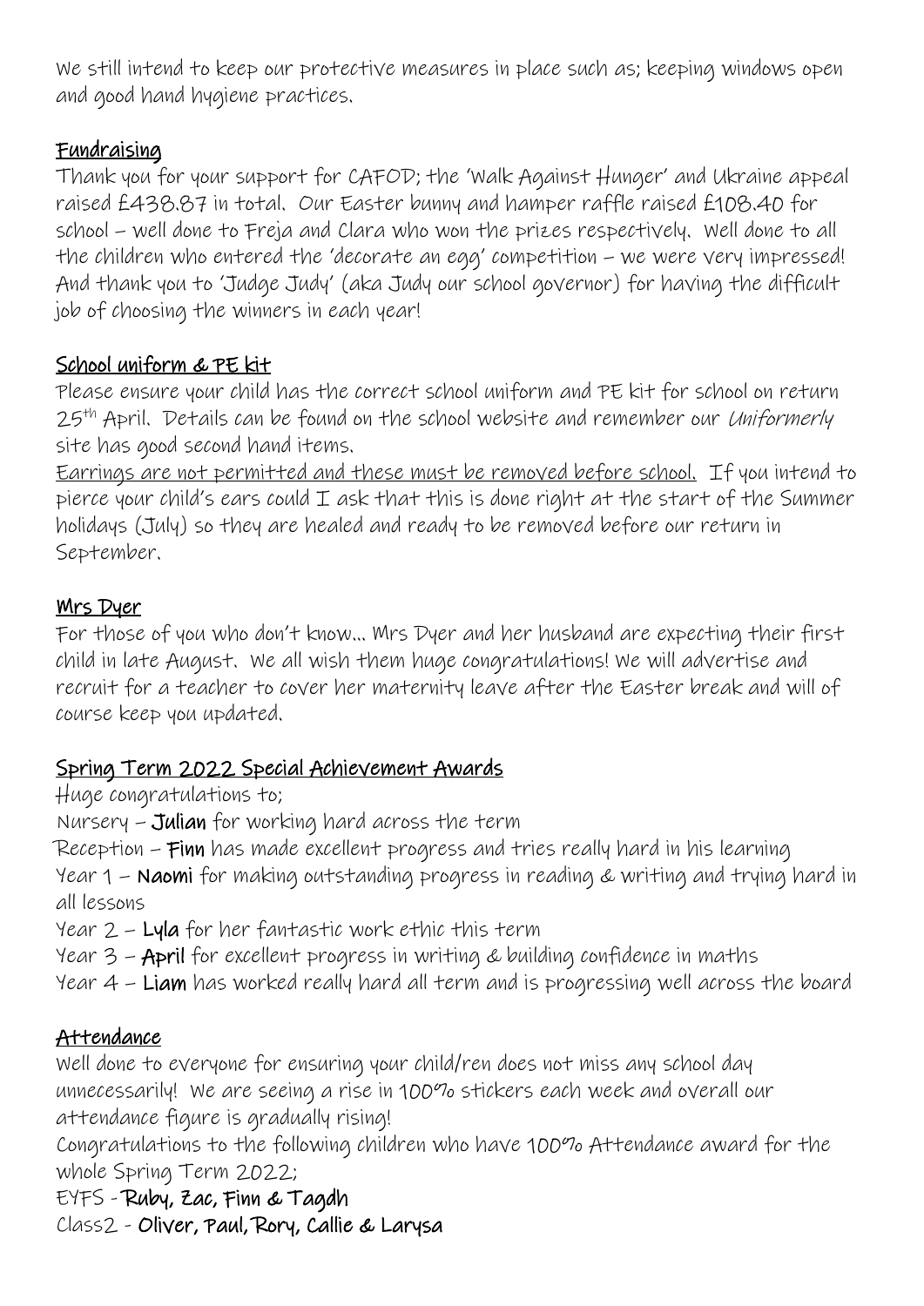We still intend to keep our protective measures in place such as; keeping windows open and good hand hygiene practices.

## <u>Fundraising</u>

Thank you for your support for CAFOD; the 'Walk Against Hunger' and Ukraine appeal raised £438.87 in total. Our Easter bunny and hamper raffle raised £108.40 for school – well done to Freja and Clara who won the prizes respectively. Well done to all the children who entered the 'decorate an egg' competition – we were very impressed! And thank you to 'Judge Judy' (aka Judy our school governor) for having the difficult job of choosing the winners in each year!

## <u>School uniform & PE kit</u>

Please ensure your child has the correct school uniform and PE kit for school on return 25th April. Details can be found on the school website and remember our *Uniformerly* site has good second hand items.

<u>Earrings are not permitted and these must be removed before school.</u> If you intend to pierce your child's ears could I ask that this is done right at the start of the Summer holidays (July) so they are healed and ready to be removed before our return in September.

## <u>Mrs Dyer</u>

For those of you who don't know… Mrs Dyer and her husband are expecting their first child in late August. We all wish them huge congratulations! We will advertise and recruit for a teacher to cover her maternity leave after the Easter break and will of course keep you updated.

## <u>Spring Term 2022 Special Achievement Awards</u>

Huge congratulations to;

Nursery – **Julian** for working hard across the term

Reception – **Finn** has made excellent progress and tries really hard in his learning

Year 1 – **Naomi** for making outstanding progress in reading & writing and trying hard in all lessons

Year 2 – **Lyla** for her fantastic work ethic this term

Year 3 – **April** for excellent progress in writing & building confidence in maths

Year 4 – **Liam** has worked really hard all term and is progressing well across the board

## <u>Attendance</u>

Well done to everyone for ensuring your child/ren does not miss any school day unnecessarily! We are seeing a rise in 100% stickers each week and overall our attendance figure is gradually rising!

Congratulations to the following children who have 100% Attendance award for the whole Spring Term 2022;

EYFS - **Ruby, Zac, Finn & Tagdh**

Class2 - **Oliver, Paul, Rory, Callie & Larysa**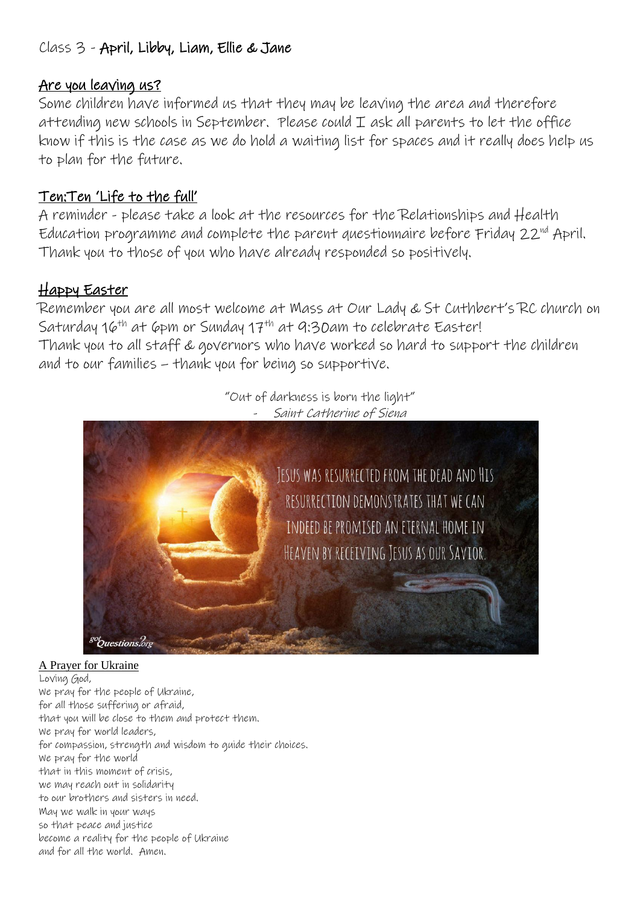Class 3 - **April, Libby, Liam, Ellie & Jane**

## Are you leaving us?

Some children have informed us that they may be leaving the area and therefore attending new schools in September. Please could I ask all parents to let the office know if this is the case as we do hold a waiting list for spaces and it really does help us to plan for the future.

## Ten:Ten 'Life to the full'

A reminder - please take a look at the resources for the Relationships and Health Education programme and complete the parent questionnaire before Friday 22nd April. Thank you to those of you who have already responded so positively.

## Happy Easter

Remember you are all most welcome at Mass at Our Lady & St Cuthbert's RC church on Saturday 16th at 6pm or Sunday 17th at 9:30am to celebrate Easter!
Thank you to all staff & governors who have worked so hard to support the children and to our families – thank you for being so supportive.

"Out of darkness is born the light"
- *Saint Catherine of Siena*

JESUS WAS RESURRECTED FROM THE DEAD AND HIS RESURRECTION DEMONSTRATES THAT WE CAN INDEED BE PROMISED AN ETERNAL HOME IN HEAVEN BY RECEIVING JESUS AS OUR SAVIOR.

gotQuestions?org

A Prayer for Ukraine

Loving God,
We pray for the people of Ukraine,
for all those suffering or afraid,
that you will be close to them and protect them.
We pray for world leaders,
for compassion, strength and wisdom to guide their choices.
We pray for the world
that in this moment of crisis,
we may reach out in solidarity
to our brothers and sisters in need.
May we walk in your ways
so that peace and justice
become a reality for the people of Ukraine
and for all the world. Amen.